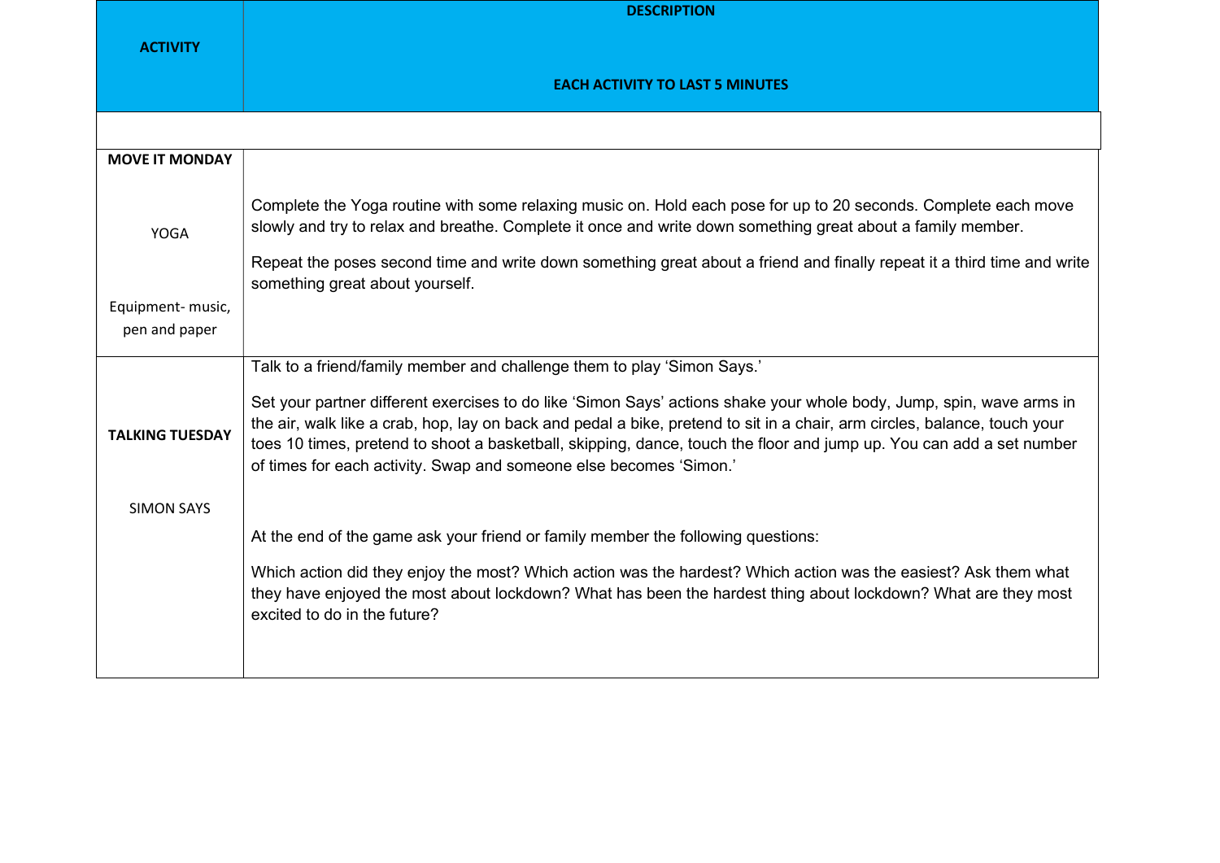| ACTIVITY | DESCRIPTION<br><br>EACH ACTIVITY TO LAST 5 MINUTES |
|---|---|
| | |
| **MOVE IT MONDAY**<br><br>YOGA<br><br>Equipment- music, pen and paper | Complete the Yoga routine with some relaxing music on. Hold each pose for up to 20 seconds. Complete each move slowly and try to relax and breathe. Complete it once and write down something great about a family member.<br><br>Repeat the poses second time and write down something great about a friend and finally repeat it a third time and write something great about yourself. |
| **TALKING TUESDAY**<br><br>SIMON SAYS | Talk to a friend/family member and challenge them to play 'Simon Says.'<br><br>Set your partner different exercises to do like 'Simon Says' actions shake your whole body, Jump, spin, wave arms in the air, walk like a crab, hop, lay on back and pedal a bike, pretend to sit in a chair, arm circles, balance, touch your toes 10 times, pretend to shoot a basketball, skipping, dance, touch the floor and jump up. You can add a set number of times for each activity. Swap and someone else becomes 'Simon.'<br><br>At the end of the game ask your friend or family member the following questions:<br><br>Which action did they enjoy the most? Which action was the hardest? Which action was the easiest? Ask them what they have enjoyed the most about lockdown? What has been the hardest thing about lockdown? What are they most excited to do in the future? |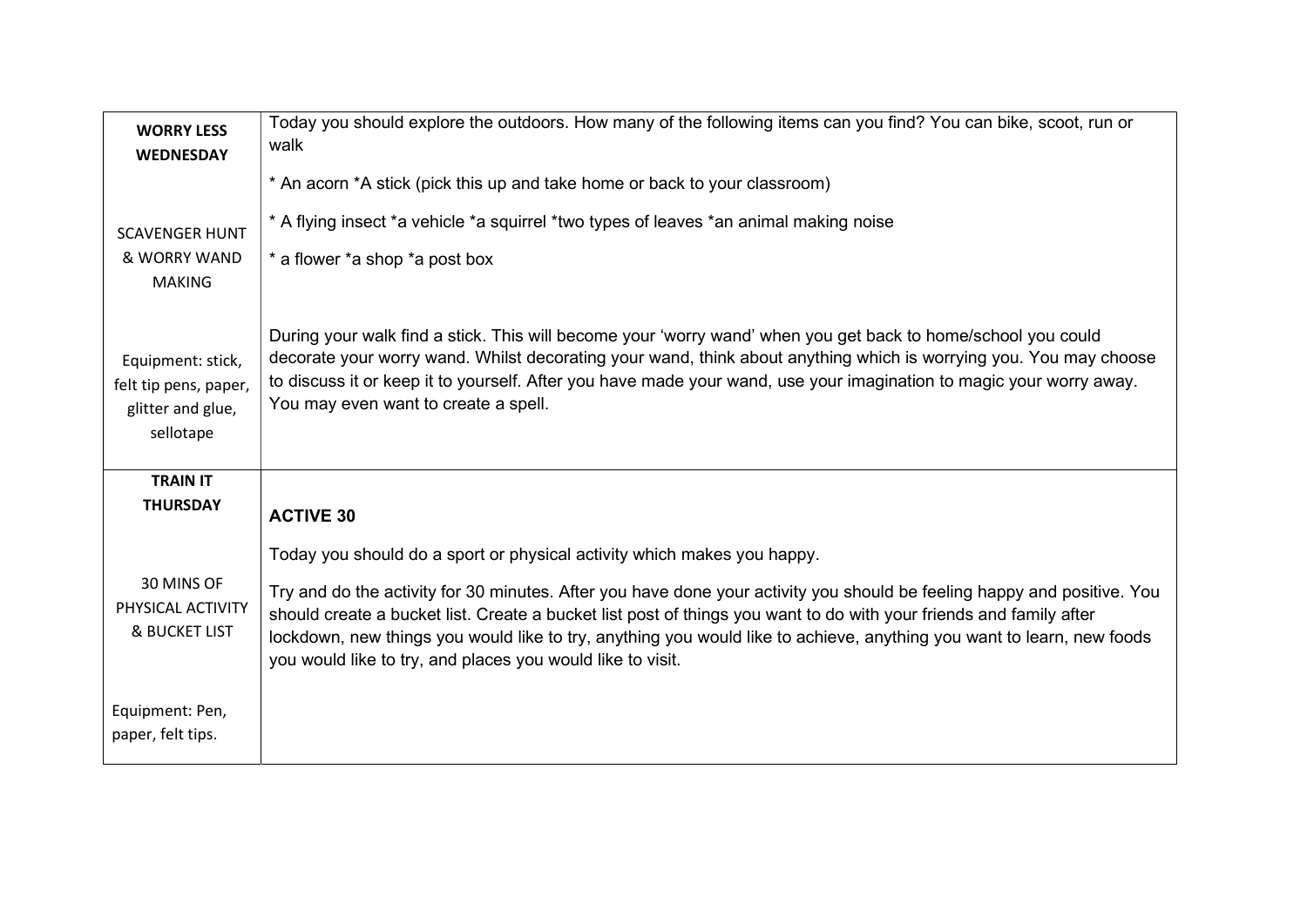| **WORRY LESS WEDNESDAY**<br><br>SCAVENGER HUNT & WORRY WAND MAKING<br><br>Equipment: stick, felt tip pens, paper, glitter and glue, sellotape | Today you should explore the outdoors. How many of the following items can you find? You can bike, scoot, run or walk<br><br>* An acorn *A stick (pick this up and take home or back to your classroom)<br><br>* A flying insect *a vehicle *a squirrel *two types of leaves *an animal making noise<br><br>* a flower *a shop *a post box<br><br>During your walk find a stick. This will become your 'worry wand' when you get back to home/school you could decorate your worry wand. Whilst decorating your wand, think about anything which is worrying you. You may choose to discuss it or keep it to yourself. After you have made your wand, use your imagination to magic your worry away. You may even want to create a spell. |
|---|---|
| **TRAIN IT THURSDAY**<br><br>30 MINS OF PHYSICAL ACTIVITY & BUCKET LIST<br><br>Equipment: Pen, paper, felt tips. | **ACTIVE 30**<br><br>Today you should do a sport or physical activity which makes you happy.<br><br>Try and do the activity for 30 minutes. After you have done your activity you should be feeling happy and positive. You should create a bucket list. Create a bucket list post of things you want to do with your friends and family after lockdown, new things you would like to try, anything you would like to achieve, anything you want to learn, new foods you would like to try, and places you would like to visit. |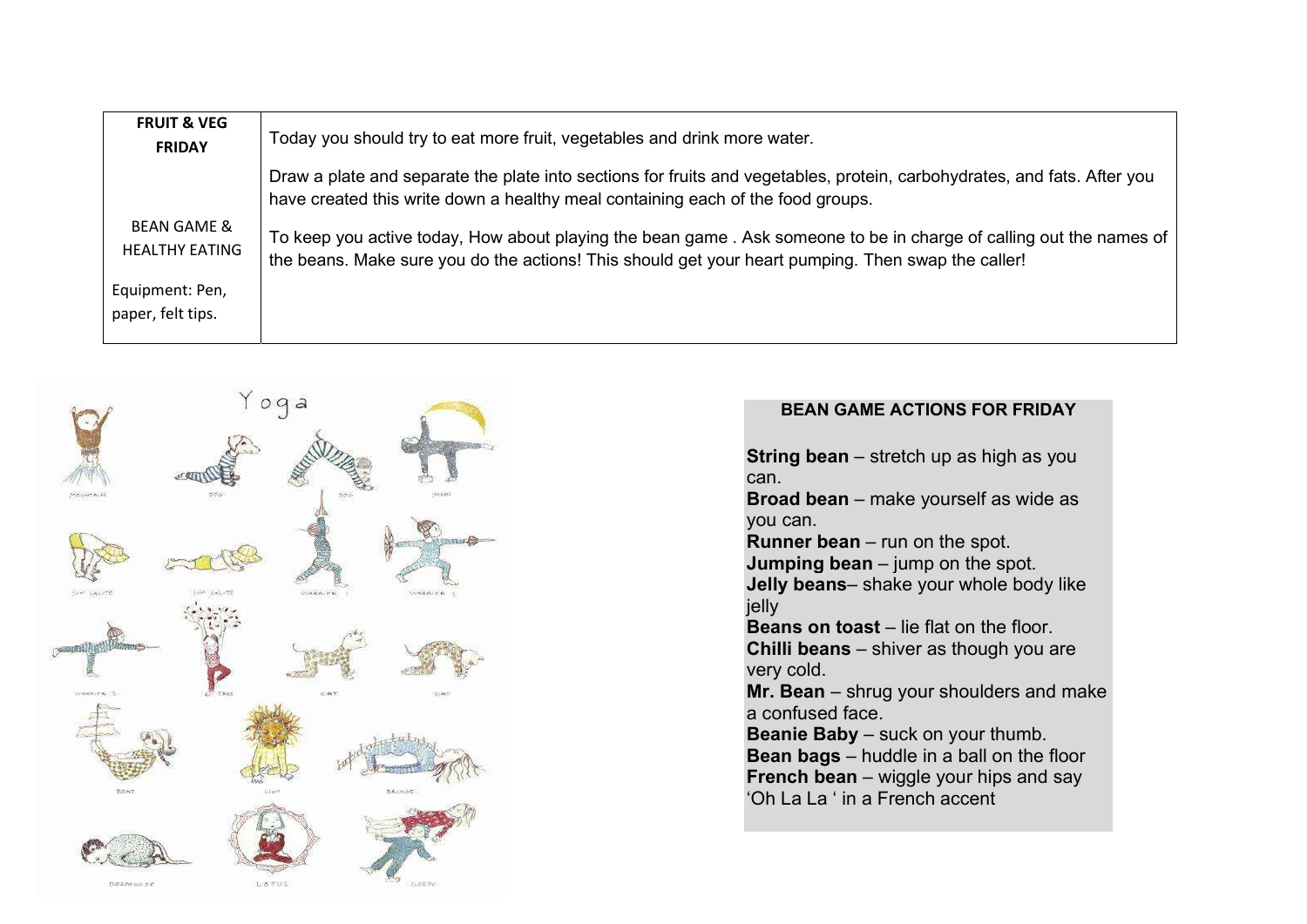| | |
|---|---|
| **FRUIT & VEG FRIDAY**<br><br>BEAN GAME & HEALTHY EATING<br><br>Equipment: Pen, paper, felt tips. | Today you should try to eat more fruit, vegetables and drink more water.<br><br>Draw a plate and separate the plate into sections for fruits and vegetables, protein, carbohydrates, and fats. After you have created this write down a healthy meal containing each of the food groups.<br><br>To keep you active today, How about playing the bean game . Ask someone to be in charge of calling out the names of the beans. Make sure you do the actions! This should get your heart pumping. Then swap the caller! |

Yoga

MOUNTAIN
DOG
DOG
MOON
SUN SALUTE
SUN SALUTE
WARRIOR 1
WARRIOR 2
WARRIOR 3
TREE
CAT
CAT
BOAT
LION
BRIDGE
DORMOUSE
LOTUS
SLEEPY

**BEAN GAME ACTIONS FOR FRIDAY**

**String bean** – stretch up as high as you can.
**Broad bean** – make yourself as wide as you can.
**Runner bean** – run on the spot.
**Jumping bean** – jump on the spot.
**Jelly beans**– shake your whole body like jelly
**Beans on toast** – lie flat on the floor.
**Chilli beans** – shiver as though you are very cold.
**Mr. Bean** – shrug your shoulders and make a confused face.
**Beanie Baby** – suck on your thumb.
**Bean bags** – huddle in a ball on the floor
**French bean** – wiggle your hips and say 'Oh La La ' in a French accent